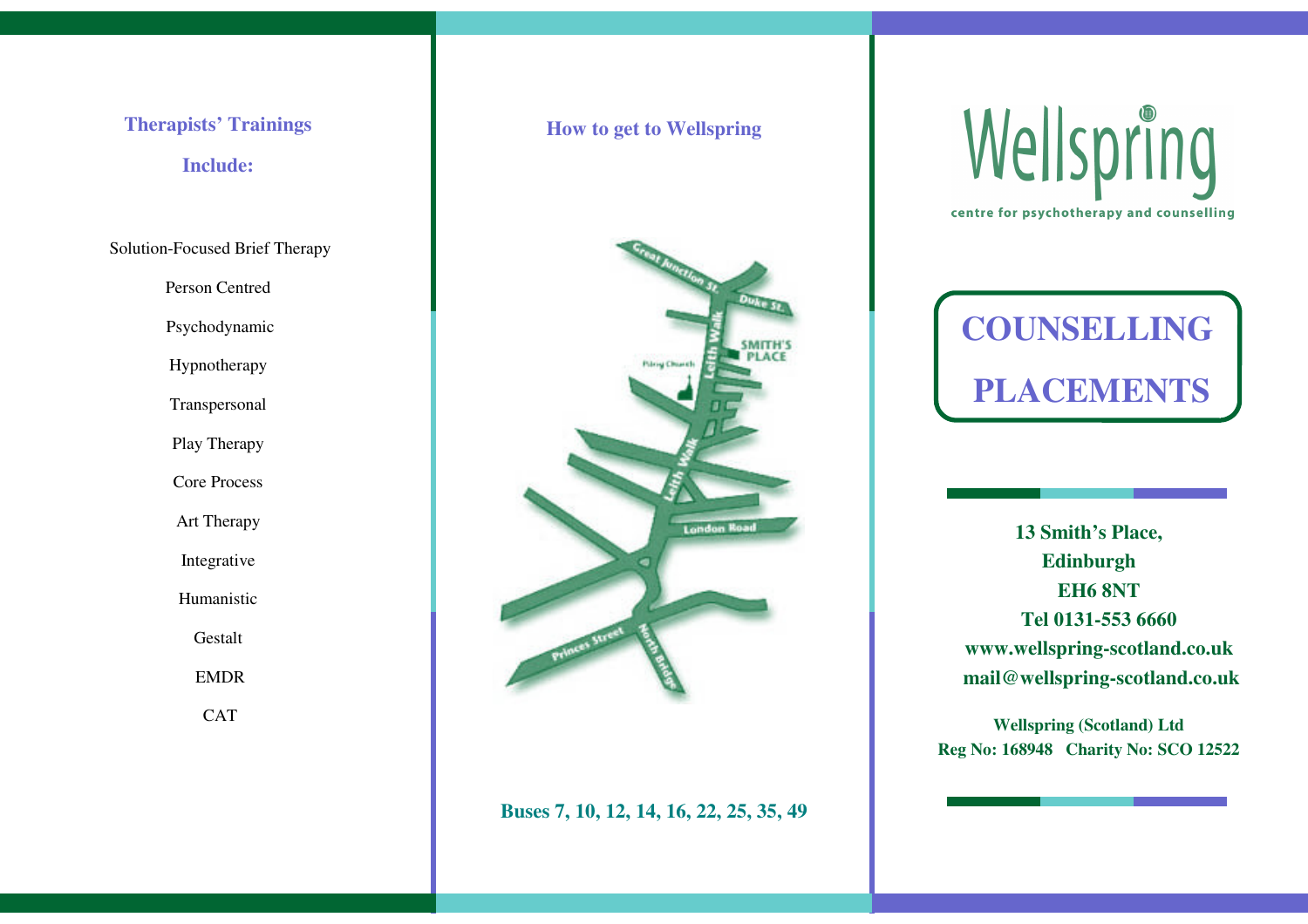## Therapists' Trainings Include:

Solution-Focused Brief Therapy

Person Centred

Psychodynamic

Hypnotherapy

Transpersonal

Play Therapy

Core Process

Art Therapy

Integrative

Humanistic

Gestalt

EMDR

CAT

## How to get to Wellspring

Great Junction St.

Duke St.

Leith Walk

SMITH'S PLACE

Pilrig Church

Leith Walk

London Road

Princes Street

North Bridge

**Buses 7, 10, 12, 14, 16, 22, 25, 35, 49**

# Wellspring

centre for psychotherapy and counselling

# COUNSELLING PLACEMENTS

**13 Smith's Place,**
**Edinburgh**
**EH6 8NT**
**Tel 0131-553 6660**
**www.wellspring-scotland.co.uk**
**mail@wellspring-scotland.co.uk**

**Wellspring (Scotland) Ltd**
**Reg No: 168948 Charity No: SCO 12522**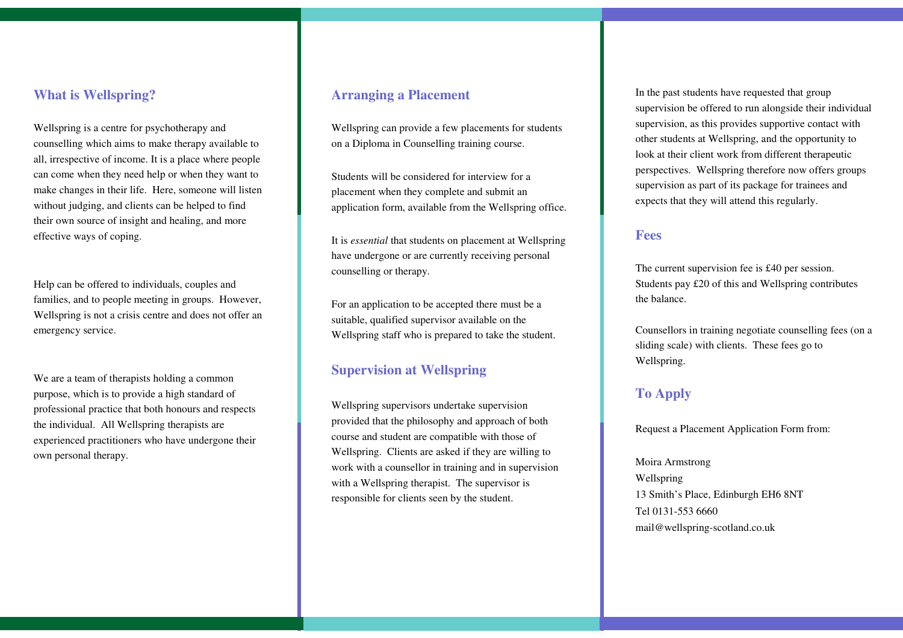## What is Wellspring?

Wellspring is a centre for psychotherapy and counselling which aims to make therapy available to all, irrespective of income. It is a place where people can come when they need help or when they want to make changes in their life. Here, someone will listen without judging, and clients can be helped to find their own source of insight and healing, and more effective ways of coping.

Help can be offered to individuals, couples and families, and to people meeting in groups. However, Wellspring is not a crisis centre and does not offer an emergency service.

We are a team of therapists holding a common purpose, which is to provide a high standard of professional practice that both honours and respects the individual. All Wellspring therapists are experienced practitioners who have undergone their own personal therapy.

## Arranging a Placement

Wellspring can provide a few placements for students on a Diploma in Counselling training course.

Students will be considered for interview for a placement when they complete and submit an application form, available from the Wellspring office.

It is *essential* that students on placement at Wellspring have undergone or are currently receiving personal counselling or therapy.

For an application to be accepted there must be a suitable, qualified supervisor available on the Wellspring staff who is prepared to take the student.

## Supervision at Wellspring

Wellspring supervisors undertake supervision provided that the philosophy and approach of both course and student are compatible with those of Wellspring. Clients are asked if they are willing to work with a counsellor in training and in supervision with a Wellspring therapist. The supervisor is responsible for clients seen by the student.

In the past students have requested that group supervision be offered to run alongside their individual supervision, as this provides supportive contact with other students at Wellspring, and the opportunity to look at their client work from different therapeutic perspectives. Wellspring therefore now offers groups supervision as part of its package for trainees and expects that they will attend this regularly.

## Fees

The current supervision fee is £40 per session. Students pay £20 of this and Wellspring contributes the balance.

Counsellors in training negotiate counselling fees (on a sliding scale) with clients. These fees go to Wellspring.

## To Apply

Request a Placement Application Form from:

Moira Armstrong  
Wellspring  
13 Smith's Place, Edinburgh EH6 8NT  
Tel 0131-553 6660  
mail@wellspring-scotland.co.uk